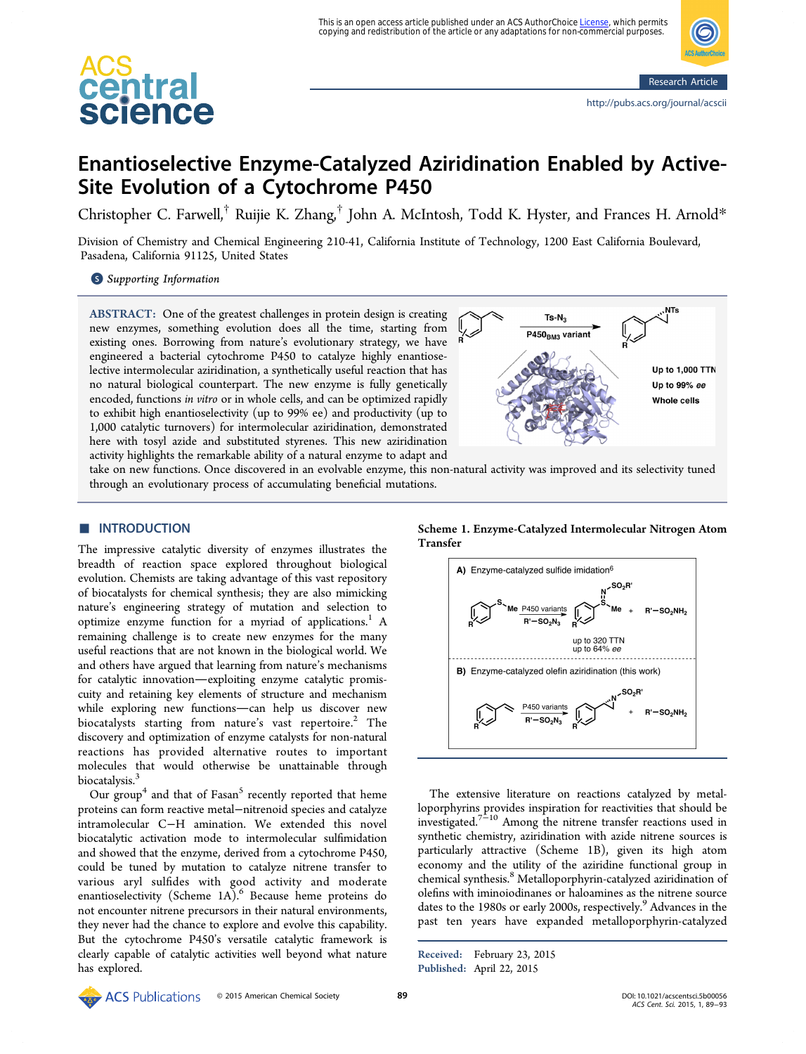# Enantioselective Enzyme-Catalyzed Aziridination Enabled by Active-Site Evolution of a Cytochrome P450

Christopher C. Farwell,[†] Ruijie K. Zhang,[†] John A. McIntosh, Todd K. Hyster, and Frances H. Arnold*

Division of Chemistry and Chemical Engineering 210-41, California Institute of Technology, 1200 East California Boulevard, Pasadena, California 91125, United States

Supporting Information

**ABSTRACT:** One of the greatest challenges in protein design is creating new enzymes, something evolution does all the time, starting from existing ones. Borrowing from nature's evolutionary strategy, we have engineered a bacterial cytochrome P450 to catalyze highly enantioselective intermolecular aziridination, a synthetically useful reaction that has no natural biological counterpart. The new enzyme is fully genetically encoded, functions *in vitro* or in whole cells, and can be optimized rapidly to exhibit high enantioselectivity (up to 99% ee) and productivity (up to 1,000 catalytic turnovers) for intermolecular aziridination, demonstrated here with tosyl azide and substituted styrenes. This new aziridination activity highlights the remarkable ability of a natural enzyme to adapt and take on new functions. Once discovered in an evolvable enzyme, this non-natural activity was improved and its selectivity tuned through an evolutionary process of accumulating beneficial mutations.

## INTRODUCTION

The impressive catalytic diversity of enzymes illustrates the breadth of reaction space explored throughout biological evolution. Chemists are taking advantage of this vast repository of biocatalysts for chemical synthesis; they are also mimicking nature's engineering strategy of mutation and selection to optimize enzyme function for a myriad of applications.[1] A remaining challenge is to create new enzymes for the many useful reactions that are not known in the biological world. We and others have argued that learning from nature's mechanisms for catalytic innovation—exploiting enzyme catalytic promiscuity and retaining key elements of structure and mechanism while exploring new functions—can help us discover new biocatalysts starting from nature's vast repertoire.[2] The discovery and optimization of enzyme catalysts for non-natural reactions has provided alternative routes to important molecules that would otherwise be unattainable through biocatalysis.[3]

Our group[4] and that of Fasan[5] recently reported that heme proteins can form reactive metal–nitrenoid species and catalyze intramolecular C–H amination. We extended this novel biocatalytic activation mode to intermolecular sulfimidation and showed that the enzyme, derived from a cytochrome P450, could be tuned by mutation to catalyze nitrene transfer to various aryl sulfides with good activity and moderate enantioselectivity (Scheme 1A).[6] Because heme proteins do not encounter nitrene precursors in their natural environments, they never had the chance to explore and evolve this capability. But the cytochrome P450's versatile catalytic framework is clearly capable of catalytic activities well beyond what nature has explored.

**Scheme 1. Enzyme-Catalyzed Intermolecular Nitrogen Atom Transfer**

A) Enzyme-catalyzed sulfide imidation[6] — P450 variants, $R'-SO_2N_3$; up to 320 TTN, up to 64% ee

B) Enzyme-catalyzed olefin aziridination (this work) — P450 variants, $R'-SO_2N_3$

The extensive literature on reactions catalyzed by metalloporphyrins provides inspiration for reactivities that should be investigated.[7−10] Among the nitrene transfer reactions used in synthetic chemistry, aziridination with azide nitrene sources is particularly attractive (Scheme 1B), given its high atom economy and the utility of the aziridine functional group in chemical synthesis.[8] Metalloporphyrin-catalyzed aziridination of olefins with iminoiodinanes or haloamines as the nitrene source dates to the 1980s or early 2000s, respectively.[9] Advances in the past ten years have expanded metalloporphyrin-catalyzed

Received: February 23, 2015
Published: April 22, 2015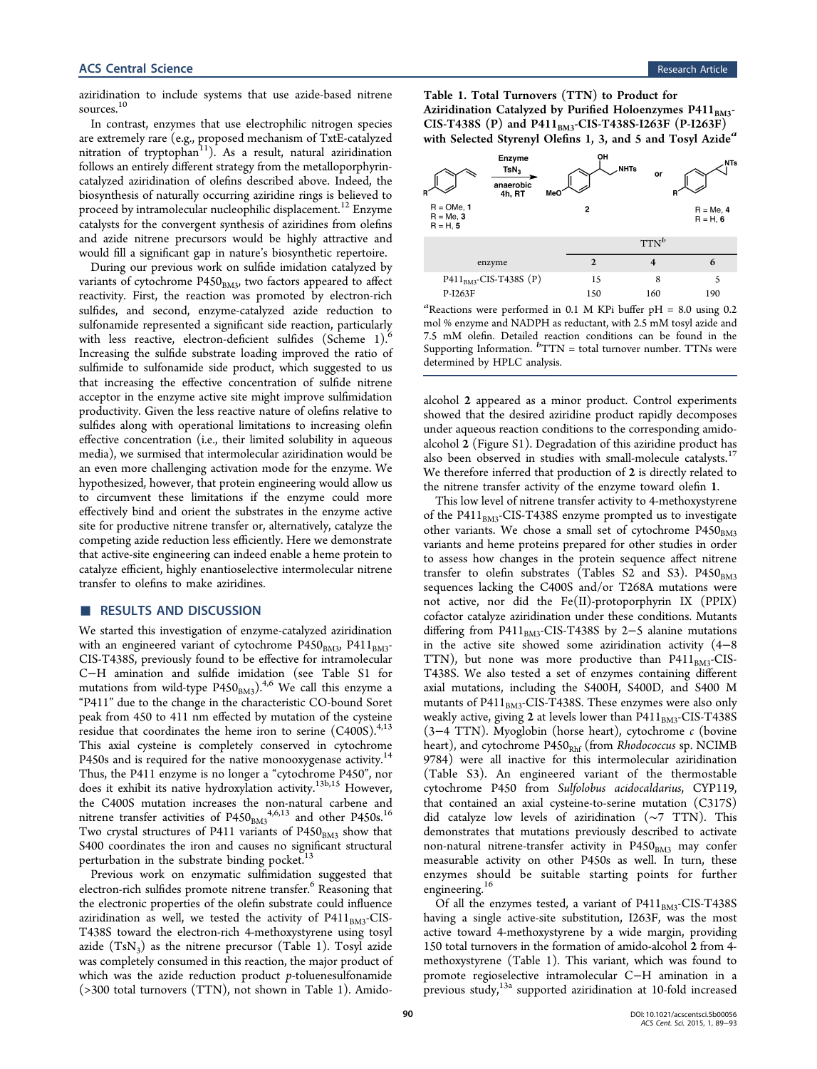aziridination to include systems that use azide-based nitrene sources.[10]

In contrast, enzymes that use electrophilic nitrogen species are extremely rare (e.g., proposed mechanism of TxtE-catalyzed nitration of tryptophan[11]). As a result, natural aziridination follows an entirely different strategy from the metalloporphyrin-catalyzed aziridination of olefins described above. Indeed, the biosynthesis of naturally occurring aziridine rings is believed to proceed by intramolecular nucleophilic displacement.[12] Enzyme catalysts for the convergent synthesis of aziridines from olefins and azide nitrene precursors would be highly attractive and would fill a significant gap in nature's biosynthetic repertoire.

During our previous work on sulfide imidation catalyzed by variants of cytochrome $P450_{BM3}$, two factors appeared to affect reactivity. First, the reaction was promoted by electron-rich sulfides, and second, enzyme-catalyzed azide reduction to sulfonamide represented a significant side reaction, particularly with less reactive, electron-deficient sulfides (Scheme 1).[6] Increasing the sulfide substrate loading improved the ratio of sulfimide to sulfonamide side product, which suggested to us that increasing the effective concentration of sulfide nitrene acceptor in the enzyme active site might improve sulfimidation productivity. Given the less reactive nature of olefins relative to sulfides along with operational limitations to increasing olefin effective concentration (i.e., their limited solubility in aqueous media), we surmised that intermolecular aziridination would be an even more challenging activation mode for the enzyme. We hypothesized, however, that protein engineering would allow us to circumvent these limitations if the enzyme could more effectively bind and orient the substrates in the enzyme active site for productive nitrene transfer or, alternatively, catalyze the competing azide reduction less efficiently. Here we demonstrate that active-site engineering can indeed enable a heme protein to catalyze efficient, highly enantioselective intermolecular nitrene transfer to olefins to make aziridines.

## RESULTS AND DISCUSSION

We started this investigation of enzyme-catalyzed aziridination with an engineered variant of cytochrome $P450_{BM3}$, $P411_{BM3}$-CIS-T438S, previously found to be effective for intramolecular C−H amination and sulfide imidation (see Table S1 for mutations from wild-type $P450_{BM3}$).[4,6] We call this enzyme a "P411" due to the change in the characteristic CO-bound Soret peak from 450 to 411 nm effected by mutation of the cysteine residue that coordinates the heme iron to serine (C400S).[4,13] This axial cysteine is completely conserved in cytochrome P450s and is required for the native monooxygenase activity.[14] Thus, the P411 enzyme is no longer a "cytochrome P450", nor does it exhibit its native hydroxylation activity.[13b,15] However, the C400S mutation increases the non-natural carbene and nitrene transfer activities of $P450_{BM3}$[4,6,13] and other P450s.[16] Two crystal structures of P411 variants of $P450_{BM3}$ show that S400 coordinates the iron and causes no significant structural perturbation in the substrate binding pocket.[13]

Previous work on enzymatic sulfimidation suggested that electron-rich sulfides promote nitrene transfer.[6] Reasoning that the electronic properties of the olefin substrate could influence aziridination as well, we tested the activity of $P411_{BM3}$-CIS-T438S toward the electron-rich 4-methoxystyrene using tosyl azide ($TsN_3$) as the nitrene precursor (Table 1). Tosyl azide was completely consumed in this reaction, the major product of which was the azide reduction product *p*-toluenesulfonamide (>300 total turnovers (TTN), not shown in Table 1). Amido-alcohol **2** appeared as a minor product. Control experiments showed that the desired aziridine product rapidly decomposes under aqueous reaction conditions to the corresponding amido-alcohol **2** (Figure S1). Degradation of this aziridine product has also been observed in studies with small-molecule catalysts.[17] We therefore inferred that production of **2** is directly related to the nitrene transfer activity of the enzyme toward olefin **1**.

**Table 1. Total Turnovers (TTN) to Product for Aziridination Catalyzed by Purified Holoenzymes $P411_{BM3}$-CIS-T438S (P) and $P411_{BM3}$-CIS-T438S-I263F (P-I263F) with Selected Styrenyl Olefins 1, 3, and 5 and Tosyl Azide**[a]

R = OMe, **1**; R = Me, **3**; R = H, **5** → (Enzyme, $TsN_3$, anaerobic, 4h, RT) → **2** (amido-alcohol, MeO-substituted, OH, NHTs) or aziridine (NTs) R = Me, **4**; R = H, **6**

| enzyme | TTN[b] **2** | **4** | **6** |
|---|---|---|---|
| $P411_{BM3}$-CIS-T438S (P) | 15 | 8 | 5 |
| P-I263F | 150 | 160 | 190 |

[a]Reactions were performed in 0.1 M KPi buffer pH = 8.0 using 0.2 mol % enzyme and NADPH as reductant, with 2.5 mM tosyl azide and 7.5 mM olefin. Detailed reaction conditions can be found in the Supporting Information. [b]TTN = total turnover number. TTNs were determined by HPLC analysis.

This low level of nitrene transfer activity to 4-methoxystyrene of the $P411_{BM3}$-CIS-T438S enzyme prompted us to investigate other variants. We chose a small set of cytochrome $P450_{BM3}$ variants and heme proteins prepared for other studies in order to assess how changes in the protein sequence affect nitrene transfer to olefin substrates (Tables S2 and S3). $P450_{BM3}$ sequences lacking the C400S and/or T268A mutations were not active, nor did the Fe(II)-protoporphyrin IX (PPIX) cofactor catalyze aziridination under these conditions. Mutants differing from $P411_{BM3}$-CIS-T438S by 2−5 alanine mutations in the active site showed some aziridination activity (4−8 TTN), but none was more productive than $P411_{BM3}$-CIS-T438S. We also tested a set of enzymes containing different axial mutations, including the S400H, S400D, and S400 M mutants of $P411_{BM3}$-CIS-T438S. These enzymes were also only weakly active, giving **2** at levels lower than $P411_{BM3}$-CIS-T438S (3−4 TTN). Myoglobin (horse heart), cytochrome *c* (bovine heart), and cytochrome $P450_{Rhf}$ (from *Rhodococcus* sp. NCIMB 9784) were all inactive for this intermolecular aziridination (Table S3). An engineered variant of the thermostable cytochrome P450 from *Sulfolobus acidocaldarius*, CYP119, that contained an axial cysteine-to-serine mutation (C317S) did catalyze low levels of aziridination (∼7 TTN). This demonstrates that mutations previously described to activate non-natural nitrene-transfer activity in $P450_{BM3}$ may confer measurable activity on other P450s as well. In turn, these enzymes should be suitable starting points for further engineering.[16]

Of all the enzymes tested, a variant of $P411_{BM3}$-CIS-T438S having a single active-site substitution, I263F, was the most active toward 4-methoxystyrene by a wide margin, providing 150 total turnovers in the formation of amido-alcohol **2** from 4-methoxystyrene (Table 1). This variant, which was found to promote regioselective intramolecular C−H amination in a previous study,[13a] supported aziridination at 10-fold increased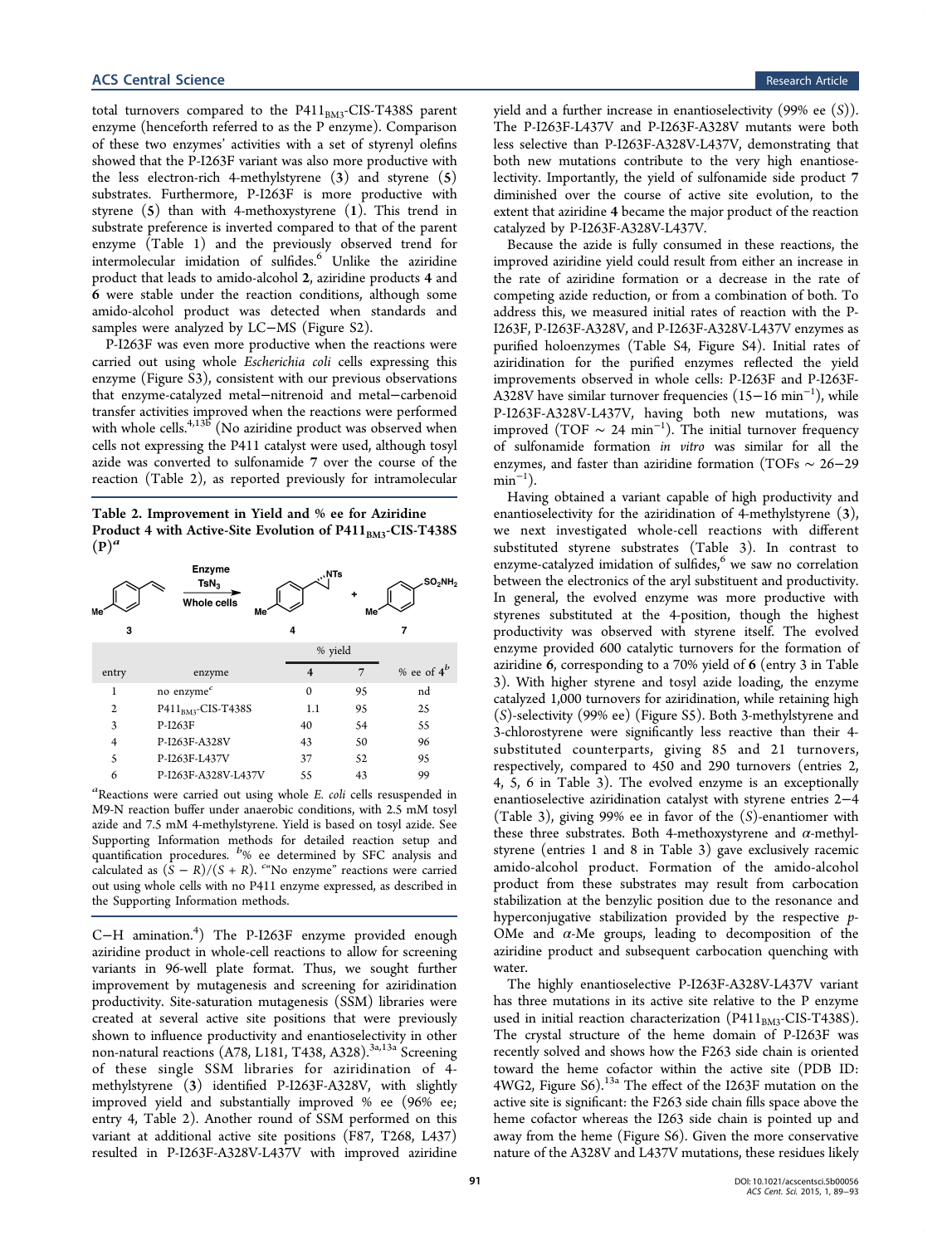total turnovers compared to the $P411_{BM3}$-CIS-T438S parent enzyme (henceforth referred to as the P enzyme). Comparison of these two enzymes' activities with a set of styrenyl olefins showed that the P-I263F variant was also more productive with the less electron-rich 4-methylstyrene (**3**) and styrene (**5**) substrates. Furthermore, P-I263F is more productive with styrene (**5**) than with 4-methoxystyrene (**1**). This trend in substrate preference is inverted compared to that of the parent enzyme (Table 1) and the previously observed trend for intermolecular imidation of sulfides.[6] Unlike the aziridine product that leads to amido-alcohol **2**, aziridine products **4** and **6** were stable under the reaction conditions, although some amido-alcohol product was detected when standards and samples were analyzed by LC−MS (Figure S2).

P-I263F was even more productive when the reactions were carried out using whole *Escherichia coli* cells expressing this enzyme (Figure S3), consistent with our previous observations that enzyme-catalyzed metal−nitrenoid and metal−carbenoid transfer activities improved when the reactions were performed with whole cells.[4,13b] (No aziridine product was observed when cells not expressing the P411 catalyst were used, although tosyl azide was converted to sulfonamide **7** over the course of the reaction (Table 2), as reported previously for intramolecular C−H amination.[4]) The P-I263F enzyme provided enough aziridine product in whole-cell reactions to allow for screening variants in 96-well plate format. Thus, we sought further improvement by mutagenesis and screening for aziridination productivity. Site-saturation mutagenesis (SSM) libraries were created at several active site positions that were previously shown to influence productivity and enantioselectivity in other non-natural reactions (A78, L181, T438, A328).[3a,13a] Screening of these single SSM libraries for aziridination of 4-methylstyrene (**3**) identified P-I263F-A328V, with slightly improved yield and substantially improved % ee (96% ee; entry 4, Table 2). Another round of SSM performed on this variant at additional active site positions (F87, T268, L437) resulted in P-I263F-A328V-L437V with improved aziridine yield and a further increase in enantioselectivity (99% ee (*S*)). The P-I263F-L437V and P-I263F-A328V mutants were both less selective than P-I263F-A328V-L437V, demonstrating that both new mutations contribute to the very high enantioselectivity. Importantly, the yield of sulfonamide side product **7** diminished over the course of active site evolution, to the extent that aziridine **4** became the major product of the reaction catalyzed by P-I263F-A328V-L437V.

**Table 2. Improvement in Yield and % ee for Aziridine Product 4 with Active-Site Evolution of $P411_{BM3}$-CIS-T438S (P)**[a]

(Scheme: 4-methylstyrene **3** + $TsN_3$, Enzyme, Whole cells → aziridine **4** + sulfonamide **7**)

| entry | enzyme | % yield **4** | % yield **7** | % ee of **4**[b] |
|---|---|---|---|---|
| 1 | no enzyme[c] | 0 | 95 | nd |
| 2 | $P411_{BM3}$-CIS-T438S | 1.1 | 95 | 25 |
| 3 | P-I263F | 40 | 54 | 55 |
| 4 | P-I263F-A328V | 43 | 50 | 96 |
| 5 | P-I263F-L437V | 37 | 52 | 95 |
| 6 | P-I263F-A328V-L437V | 55 | 43 | 99 |

[a]Reactions were carried out using whole *E. coli* cells resuspended in M9-N reaction buffer under anaerobic conditions, with 2.5 mM tosyl azide and 7.5 mM 4-methylstyrene. Yield is based on tosyl azide. See Supporting Information methods for detailed reaction setup and quantification procedures. [b]% ee determined by SFC analysis and calculated as $(S - R)/(S + R)$. [c]"No enzyme" reactions were carried out using whole cells with no P411 enzyme expressed, as described in the Supporting Information methods.

Because the azide is fully consumed in these reactions, the improved aziridine yield could result from either an increase in the rate of aziridine formation or a decrease in the rate of competing azide reduction, or from a combination of both. To address this, we measured initial rates of reaction with the P-I263F, P-I263F-A328V, and P-I263F-A328V-L437V enzymes as purified holoenzymes (Table S4, Figure S4). Initial rates of aziridination for the purified enzymes reflected the yield improvements observed in whole cells: P-I263F and P-I263F-A328V have similar turnover frequencies (15−16 $min^{-1}$), while P-I263F-A328V-L437V, having both new mutations, was improved (TOF ∼ 24 $min^{-1}$). The initial turnover frequency of sulfonamide formation *in vitro* was similar for all the enzymes, and faster than aziridine formation (TOFs ∼ 26−29 $min^{-1}$).

Having obtained a variant capable of high productivity and enantioselectivity for the aziridination of 4-methylstyrene (**3**), we next investigated whole-cell reactions with different substituted styrene substrates (Table 3). In contrast to enzyme-catalyzed imidation of sulfides,[6] we saw no correlation between the electronics of the aryl substituent and productivity. In general, the evolved enzyme was more productive with styrenes substituted at the 4-position, though the highest productivity was observed with styrene itself. The evolved enzyme provided 600 catalytic turnovers for the formation of aziridine **6**, corresponding to a 70% yield of **6** (entry 3 in Table 3). With higher styrene and tosyl azide loading, the enzyme catalyzed 1,000 turnovers for aziridination, while retaining high (*S*)-selectivity (99% ee) (Figure S5). Both 3-methylstyrene and 3-chlorostyrene were significantly less reactive than their 4-substituted counterparts, giving 85 and 21 turnovers, respectively, compared to 450 and 290 turnovers (entries 2, 4, 5, 6 in Table 3). The evolved enzyme is an exceptionally enantioselective aziridination catalyst with styrene entries 2−4 (Table 3), giving 99% ee in favor of the (*S*)-enantiomer with these three substrates. Both 4-methoxystyrene and α-methylstyrene (entries 1 and 8 in Table 3) gave exclusively racemic amido-alcohol product. Formation of the amido-alcohol product from these substrates may result from carbocation stabilization at the benzylic position due to the resonance and hyperconjugative stabilization provided by the respective *p*-OMe and α-Me groups, leading to decomposition of the aziridine product and subsequent carbocation quenching with water.

The highly enantioselective P-I263F-A328V-L437V variant has three mutations in its active site relative to the P enzyme used in initial reaction characterization ($P411_{BM3}$-CIS-T438S). The crystal structure of the heme domain of P-I263F was recently solved and shows how the F263 side chain is oriented toward the heme cofactor within the active site (PDB ID: 4WG2, Figure S6).[13a] The effect of the I263F mutation on the active site is significant: the F263 side chain fills space above the heme cofactor whereas the I263 side chain is pointed up and away from the heme (Figure S6). Given the more conservative nature of the A328V and L437V mutations, these residues likely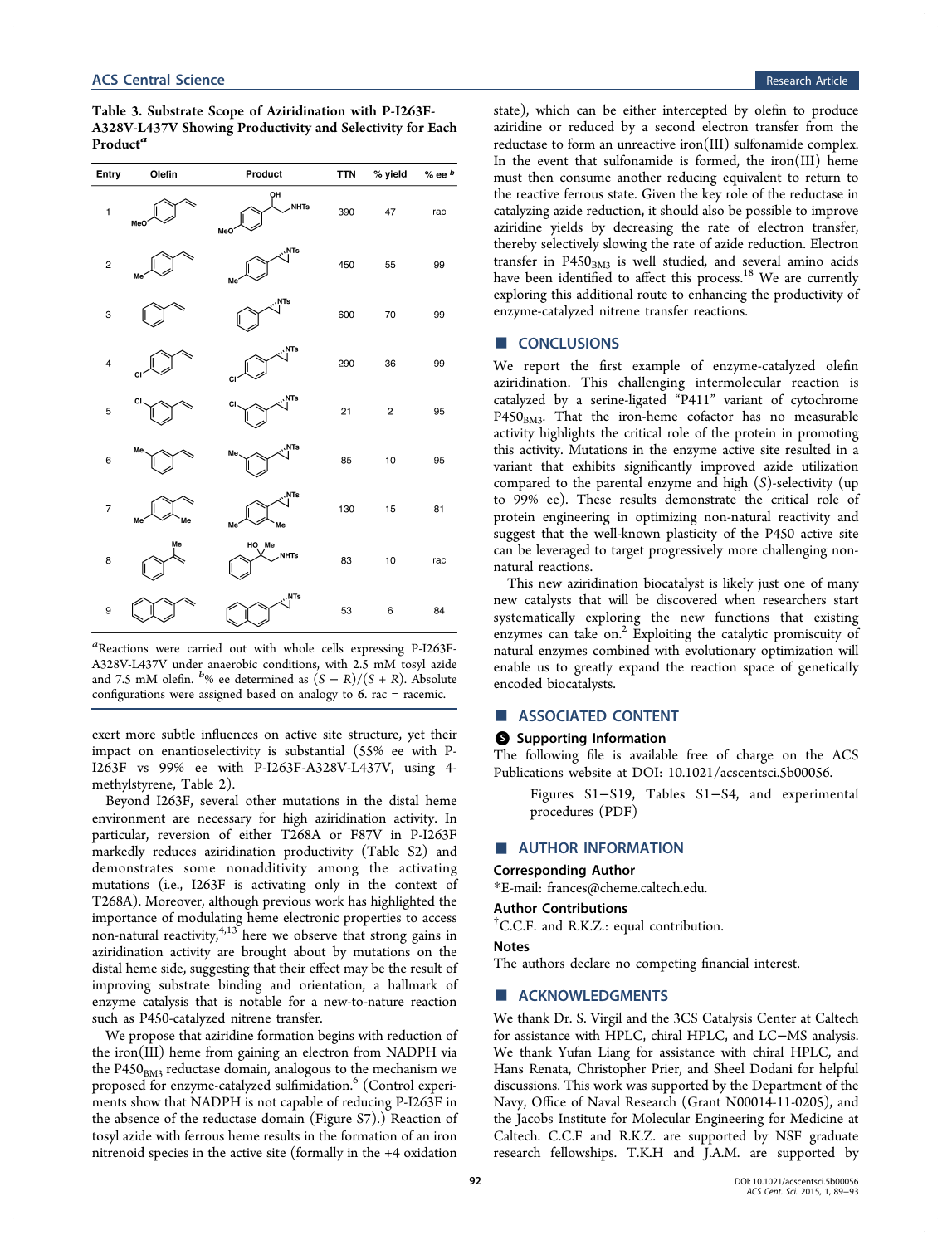**Table 3. Substrate Scope of Aziridination with P-I263F-A328V-L437V Showing Productivity and Selectivity for Each Product**[a]

| Entry | Olefin | Product | TTN | % yield | % ee [b] |
|---|---|---|---|---|---|
| 1 | 4-methoxystyrene | 2-hydroxy-2-(4-methoxyphenyl)ethyl-NHTs | 390 | 47 | rac |
| 2 | 4-methylstyrene | N-Ts aziridine | 450 | 55 | 99 |
| 3 | styrene | N-Ts aziridine | 600 | 70 | 99 |
| 4 | 4-chlorostyrene | N-Ts aziridine | 290 | 36 | 99 |
| 5 | 3-chlorostyrene | N-Ts aziridine | 21 | 2 | 95 |
| 6 | 3-methylstyrene | N-Ts aziridine | 85 | 10 | 95 |
| 7 | 2,4-dimethylstyrene | N-Ts aziridine | 130 | 15 | 81 |
| 8 | α-methylstyrene | 2-hydroxy-2-phenylpropyl-NHTs | 83 | 10 | rac |
| 9 | 2-vinylnaphthalene | N-Ts aziridine | 53 | 6 | 84 |

[a]Reactions were carried out with whole cells expressing P-I263F-A328V-L437V under anaerobic conditions, with 2.5 mM tosyl azide and 7.5 mM olefin. [b]% ee determined as $(S - R)/(S + R)$. Absolute configurations were assigned based on analogy to **6**. rac = racemic.

exert more subtle influences on active site structure, yet their impact on enantioselectivity is substantial (55% ee with P-I263F vs 99% ee with P-I263F-A328V-L437V, using 4-methylstyrene, Table 2).

Beyond I263F, several other mutations in the distal heme environment are necessary for high aziridination activity. In particular, reversion of either T268A or F87V in P-I263F markedly reduces aziridination productivity (Table S2) and demonstrates some nonadditivity among the activating mutations (i.e., I263F is activating only in the context of T268A). Moreover, although previous work has highlighted the importance of modulating heme electronic properties to access non-natural reactivity,[4,13] here we observe that strong gains in aziridination activity are brought about by mutations on the distal heme side, suggesting that their effect may be the result of improving substrate binding and orientation, a hallmark of enzyme catalysis that is notable for a new-to-nature reaction such as P450-catalyzed nitrene transfer.

We propose that aziridine formation begins with reduction of the iron(III) heme from gaining an electron from NADPH via the $P450_{BM3}$ reductase domain, analogous to the mechanism we proposed for enzyme-catalyzed sulfimidation.[6] (Control experiments show that NADPH is not capable of reducing P-I263F in the absence of the reductase domain (Figure S7).) Reaction of tosyl azide with ferrous heme results in the formation of an iron nitrenoid species in the active site (formally in the +4 oxidation state), which can be either intercepted by olefin to produce aziridine or reduced by a second electron transfer from the reductase to form an unreactive iron(III) sulfonamide complex. In the event that sulfonamide is formed, the iron(III) heme must then consume another reducing equivalent to return to the reactive ferrous state. Given the key role of the reductase in catalyzing azide reduction, it should also be possible to improve aziridine yields by decreasing the rate of electron transfer, thereby selectively slowing the rate of azide reduction. Electron transfer in $P450_{BM3}$ is well studied, and several amino acids have been identified to affect this process.[18] We are currently exploring this additional route to enhancing the productivity of enzyme-catalyzed nitrene transfer reactions.

## ■ CONCLUSIONS

We report the first example of enzyme-catalyzed olefin aziridination. This challenging intermolecular reaction is catalyzed by a serine-ligated "P411" variant of cytochrome $P450_{BM3}$. That the iron-heme cofactor has no measurable activity highlights the critical role of the protein in promoting this activity. Mutations in the enzyme active site resulted in a variant that exhibits significantly improved azide utilization compared to the parental enzyme and high (*S*)-selectivity (up to 99% ee). These results demonstrate the critical role of protein engineering in optimizing non-natural reactivity and suggest that the well-known plasticity of the P450 active site can be leveraged to target progressively more challenging non-natural reactions.

This new aziridination biocatalyst is likely just one of many new catalysts that will be discovered when researchers start systematically exploring the new functions that existing enzymes can take on.[2] Exploiting the catalytic promiscuity of natural enzymes combined with evolutionary optimization will enable us to greatly expand the reaction space of genetically encoded biocatalysts.

## ■ ASSOCIATED CONTENT

### Supporting Information

The following file is available free of charge on the ACS Publications website at DOI: 10.1021/acscentsci.5b00056.

Figures S1−S19, Tables S1−S4, and experimental procedures (PDF)

## ■ AUTHOR INFORMATION

### Corresponding Author

*E-mail: frances@cheme.caltech.edu.

### Author Contributions

†C.C.F. and R.K.Z.: equal contribution.

### Notes

The authors declare no competing financial interest.

## ■ ACKNOWLEDGMENTS

We thank Dr. S. Virgil and the 3CS Catalysis Center at Caltech for assistance with HPLC, chiral HPLC, and LC−MS analysis. We thank Yufan Liang for assistance with chiral HPLC, and Hans Renata, Christopher Prier, and Sheel Dodani for helpful discussions. This work was supported by the Department of the Navy, Office of Naval Research (Grant N00014-11-0205), and the Jacobs Institute for Molecular Engineering for Medicine at Caltech. C.C.F and R.K.Z. are supported by NSF graduate research fellowships. T.K.H and J.A.M. are supported by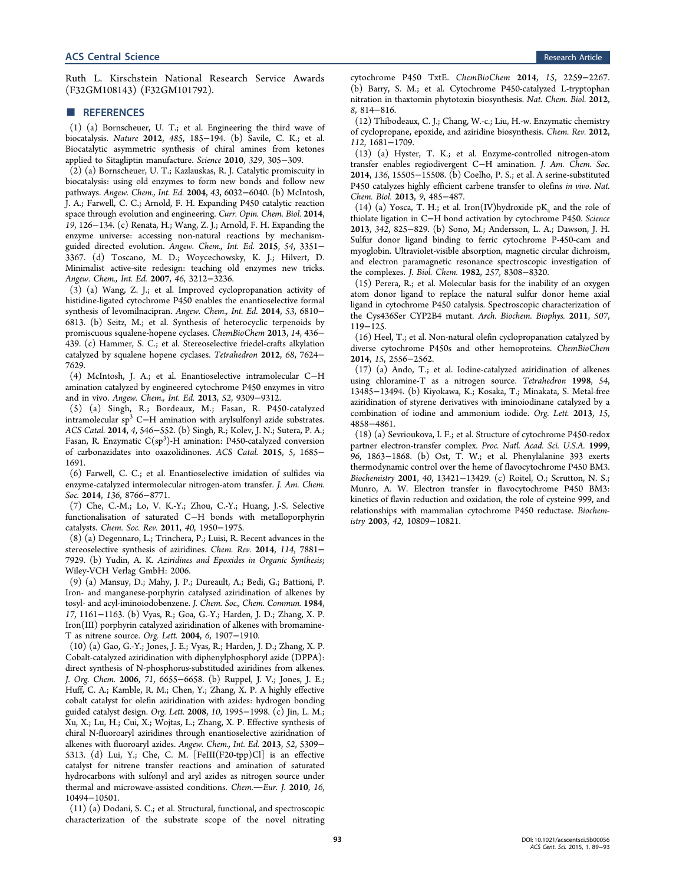Ruth L. Kirschstein National Research Service Awards (F32GM108143) (F32GM101792).

## ■ REFERENCES

(1) (a) Bornscheuer, U. T.; et al. Engineering the third wave of biocatalysis. *Nature* **2012**, *485*, 185−194. (b) Savile, C. K.; et al. Biocatalytic asymmetric synthesis of chiral amines from ketones applied to Sitagliptin manufacture. *Science* **2010**, *329*, 305−309.

(2) (a) Bornscheuer, U. T.; Kazlauskas, R. J. Catalytic promiscuity in biocatalysis: using old enzymes to form new bonds and follow new pathways. *Angew. Chem., Int. Ed.* **2004**, *43*, 6032−6040. (b) McIntosh, J. A.; Farwell, C. C.; Arnold, F. H. Expanding P450 catalytic reaction space through evolution and engineering. *Curr. Opin. Chem. Biol.* **2014**, *19*, 126−134. (c) Renata, H.; Wang, Z. J.; Arnold, F. H. Expanding the enzyme universe: accessing non-natural reactions by mechanism-guided directed evolution. *Angew. Chem., Int. Ed.* **2015**, *54*, 3351−3367. (d) Toscano, M. D.; Woycechowsky, K. J.; Hilvert, D. Minimalist active-site redesign: teaching old enzymes new tricks. *Angew. Chem., Int. Ed.* **2007**, *46*, 3212−3236.

(3) (a) Wang, Z. J.; et al. Improved cyclopropanation activity of histidine-ligated cytochrome P450 enables the enantioselective formal synthesis of levomilnacipran. *Angew. Chem., Int. Ed.* **2014**, *53*, 6810−6813. (b) Seitz, M.; et al. Synthesis of heterocyclic terpenoids by promiscuous squalene-hopene cyclases. *ChemBioChem* **2013**, *14*, 436−439. (c) Hammer, S. C.; et al. Stereoselective friedel-crafts alkylation catalyzed by squalene hopene cyclases. *Tetrahedron* **2012**, *68*, 7624−7629.

(4) McIntosh, J. A.; et al. Enantioselective intramolecular C−H amination catalyzed by engineered cytochrome P450 enzymes in vitro and in vivo. *Angew. Chem., Int. Ed.* **2013**, *52*, 9309−9312.

(5) (a) Singh, R.; Bordeaux, M.; Fasan, R. P450-catalyzed intramolecular $sp^3$ C−H amination with arylsulfonyl azide substrates. *ACS Catal.* **2014**, *4*, 546−552. (b) Singh, R.; Kolev, J. N.; Sutera, P. A.; Fasan, R. Enzymatic $C(sp^3)$-H amination: P450-catalyzed conversion of carbonazidates into oxazolidinones. *ACS Catal.* **2015**, *5*, 1685−1691.

(6) Farwell, C. C.; et al. Enantioselective imidation of sulfides via enzyme-catalyzed intermolecular nitrogen-atom transfer. *J. Am. Chem. Soc.* **2014**, *136*, 8766−8771.

(7) Che, C.-M.; Lo, V. K.-Y.; Zhou, C.-Y.; Huang, J.-S. Selective functionalisation of saturated C−H bonds with metalloporphyrin catalysts. *Chem. Soc. Rev.* **2011**, *40*, 1950−1975.

(8) (a) Degennaro, L.; Trinchera, P.; Luisi, R. Recent advances in the stereoselective synthesis of aziridines. *Chem. Rev.* **2014**, *114*, 7881−7929. (b) Yudin, A. K. *Aziridines and Epoxides in Organic Synthesis*; Wiley-VCH Verlag GmbH: 2006.

(9) (a) Mansuy, D.; Mahy, J. P.; Dureault, A.; Bedi, G.; Battioni, P. Iron- and manganese-porphyrin catalysed aziridination of alkenes by tosyl- and acyl-iminoiodobenzene. *J. Chem. Soc., Chem. Commun.* **1984**, *17*, 1161−1163. (b) Vyas, R.; Goa, G.-Y.; Harden, J. D.; Zhang, X. P. Iron(III) porphyrin catalyzed aziridination of alkenes with bromamine-T as nitrene source. *Org. Lett.* **2004**, *6*, 1907−1910.

(10) (a) Gao, G.-Y.; Jones, J. E.; Vyas, R.; Harden, J. D.; Zhang, X. P. Cobalt-catalyzed aziridination with diphenylphosphoryl azide (DPPA): direct synthesis of N-phosphorus-substituted aziridines from alkenes. *J. Org. Chem.* **2006**, *71*, 6655−6658. (b) Ruppel, J. V.; Jones, J. E.; Huff, C. A.; Kamble, R. M.; Chen, Y.; Zhang, X. P. A highly effective cobalt catalyst for olefin aziridination with azides: hydrogen bonding guided catalyst design. *Org. Lett.* **2008**, *10*, 1995−1998. (c) Jin, L. M.; Xu, X.; Lu, H.; Cui, X.; Wojtas, L.; Zhang, X. P. Effective synthesis of chiral N-fluoroaryl aziridines through enantioselective aziridination of alkenes with fluoroaryl azides. *Angew. Chem., Int. Ed.* **2013**, *52*, 5309−5313. (d) Lui, Y.; Che, C. M. [FeIII(F20-tpp)Cl] is an effective catalyst for nitrene transfer reactions and amination of saturated hydrocarbons with sulfonyl and aryl azides as nitrogen source under thermal and microwave-assisted conditions. *Chem.—Eur. J.* **2010**, *16*, 10494−10501.

(11) (a) Dodani, S. C.; et al. Structural, functional, and spectroscopic characterization of the substrate scope of the novel nitrating cytochrome P450 TxtE. *ChemBioChem* **2014**, *15*, 2259−2267. (b) Barry, S. M.; et al. Cytochrome P450-catalyzed L-tryptophan nitration in thaxtomin phytotoxin biosynthesis. *Nat. Chem. Biol.* **2012**, *8*, 814−816.

(12) Thibodeaux, C. J.; Chang, W.-c.; Liu, H.-w. Enzymatic chemistry of cyclopropane, epoxide, and aziridine biosynthesis. *Chem. Rev.* **2012**, *112*, 1681−1709.

(13) (a) Hyster, T. K.; et al. Enzyme-controlled nitrogen-atom transfer enables regiodivergent C−H amination. *J. Am. Chem. Soc.* **2014**, *136*, 15505−15508. (b) Coelho, P. S.; et al. A serine-substituted P450 catalyzes highly efficient carbene transfer to olefins *in vivo*. *Nat. Chem. Biol.* **2013**, *9*, 485−487.

(14) (a) Yosca, T. H.; et al. Iron(IV)hydroxide $pK_a$ and the role of thiolate ligation in C−H bond activation by cytochrome P450. *Science* **2013**, *342*, 825−829. (b) Sono, M.; Andersson, L. A.; Dawson, J. H. Sulfur donor ligand binding to ferric cytochrome P-450-cam and myoglobin. Ultraviolet-visible absorption, magnetic circular dichroism, and electron paramagnetic resonance spectroscopic investigation of the complexes. *J. Biol. Chem.* **1982**, *257*, 8308−8320.

(15) Perera, R.; et al. Molecular basis for the inability of an oxygen atom donor ligand to replace the natural sulfur donor heme axial ligand in cytochrome P450 catalysis. Spectroscopic characterization of the Cys436Ser CYP2B4 mutant. *Arch. Biochem. Biophys.* **2011**, *507*, 119−125.

(16) Heel, T.; et al. Non-natural olefin cyclopropanation catalyzed by diverse cytochrome P450s and other hemoproteins. *ChemBioChem* **2014**, *15*, 2556−2562.

(17) (a) Ando, T.; et al. Iodine-catalyzed aziridination of alkenes using chloramine-T as a nitrogen source. *Tetrahedron* **1998**, *54*, 13485−13494. (b) Kiyokawa, K.; Kosaka, T.; Minakata, S. Metal-free aziridination of styrene derivatives with iminoiodinane catalyzed by a combination of iodine and ammonium iodide. *Org. Lett.* **2013**, *15*, 4858−4861.

(18) (a) Sevrioukova, I. F.; et al. Structure of cytochrome P450-redox partner electron-transfer complex. *Proc. Natl. Acad. Sci. U.S.A.* **1999**, *96*, 1863−1868. (b) Ost, T. W.; et al. Phenylalanine 393 exerts thermodynamic control over the heme of flavocytochrome P450 BM3. *Biochemistry* **2001**, *40*, 13421−13429. (c) Roitel, O.; Scrutton, N. S.; Munro, A. W. Electron transfer in flavocytochrome P450 BM3: kinetics of flavin reduction and oxidation, the role of cysteine 999, and relationships with mammalian cytochrome P450 reductase. *Biochemistry* **2003**, *42*, 10809−10821.